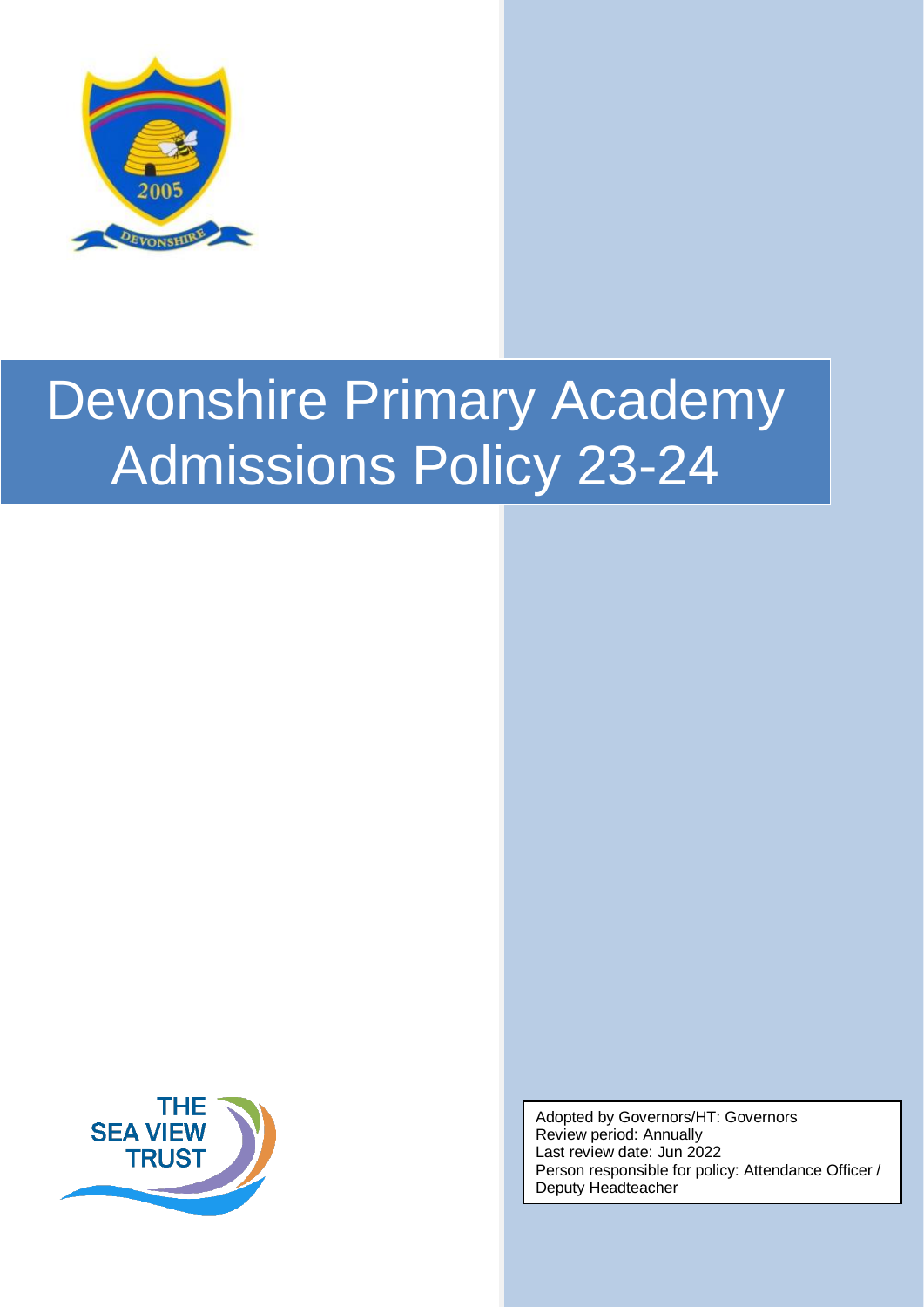# Devonshire Primary Academy Admissions Policy 23-24

Adopted by Governors/HT: Governors
Review period: Annually
Last review date: Jun 2022
Person responsible for policy: Attendance Officer / Deputy Headteacher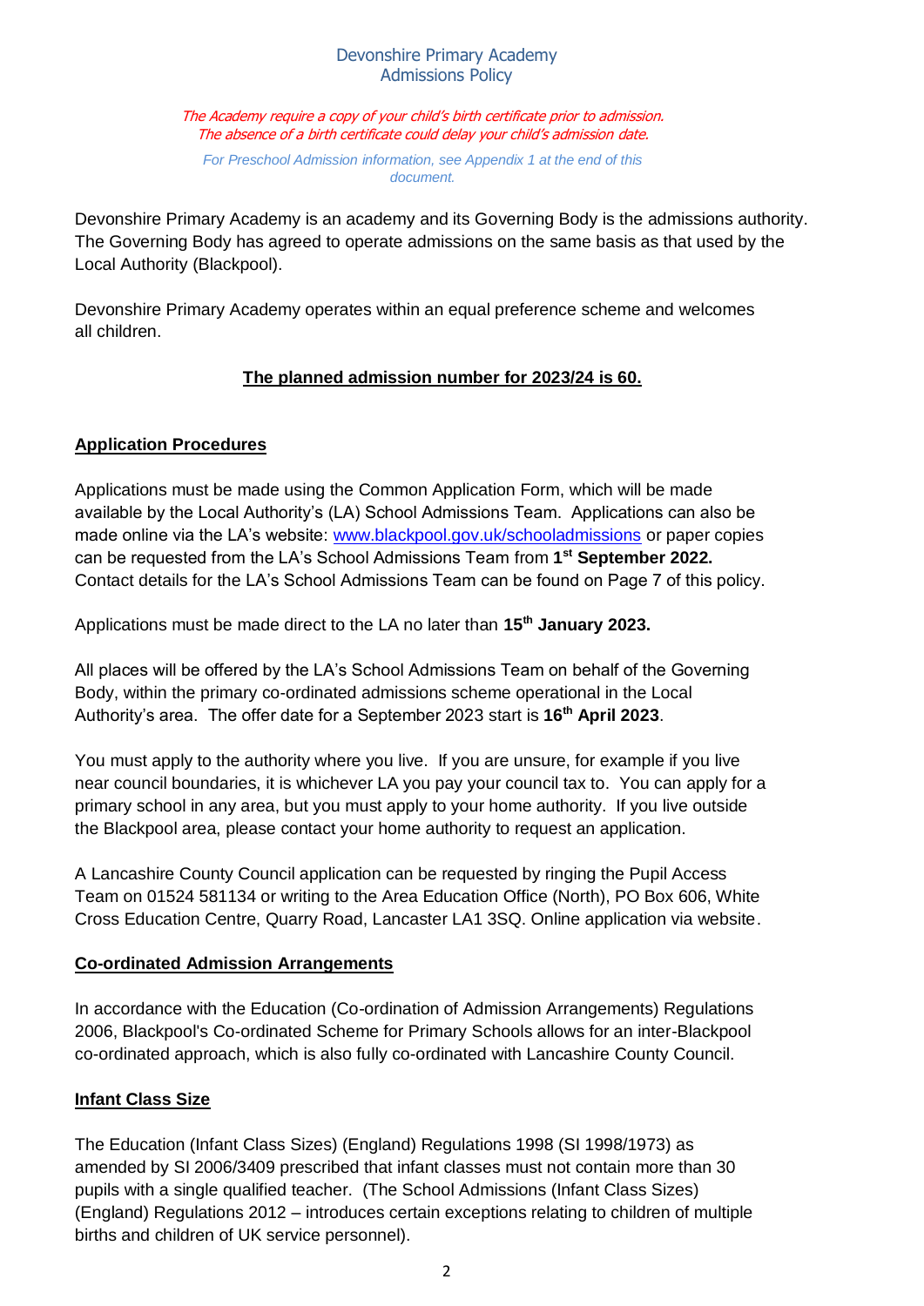# Devonshire Primary Academy
## Admissions Policy

*The Academy require a copy of your child's birth certificate prior to admission. The absence of a birth certificate could delay your child's admission date.*

*For Preschool Admission information, see Appendix 1 at the end of this document.*

Devonshire Primary Academy is an academy and its Governing Body is the admissions authority. The Governing Body has agreed to operate admissions on the same basis as that used by the Local Authority (Blackpool).

Devonshire Primary Academy operates within an equal preference scheme and welcomes all children.

**The planned admission number for 2023/24 is 60.**

### Application Procedures

Applications must be made using the Common Application Form, which will be made available by the Local Authority's (LA) School Admissions Team. Applications can also be made online via the LA's website: www.blackpool.gov.uk/schooladmissions or paper copies can be requested from the LA's School Admissions Team from **1st September 2022.** Contact details for the LA's School Admissions Team can be found on Page 7 of this policy.

Applications must be made direct to the LA no later than **15th January 2023.**

All places will be offered by the LA's School Admissions Team on behalf of the Governing Body, within the primary co-ordinated admissions scheme operational in the Local Authority's area. The offer date for a September 2023 start is **16th April 2023**.

You must apply to the authority where you live. If you are unsure, for example if you live near council boundaries, it is whichever LA you pay your council tax to. You can apply for a primary school in any area, but you must apply to your home authority. If you live outside the Blackpool area, please contact your home authority to request an application.

A Lancashire County Council application can be requested by ringing the Pupil Access Team on 01524 581134 or writing to the Area Education Office (North), PO Box 606, White Cross Education Centre, Quarry Road, Lancaster LA1 3SQ. Online application via website.

### Co-ordinated Admission Arrangements

In accordance with the Education (Co-ordination of Admission Arrangements) Regulations 2006, Blackpool's Co-ordinated Scheme for Primary Schools allows for an inter-Blackpool co-ordinated approach, which is also fully co-ordinated with Lancashire County Council.

### Infant Class Size

The Education (Infant Class Sizes) (England) Regulations 1998 (SI 1998/1973) as amended by SI 2006/3409 prescribed that infant classes must not contain more than 30 pupils with a single qualified teacher. (The School Admissions (Infant Class Sizes) (England) Regulations 2012 – introduces certain exceptions relating to children of multiple births and children of UK service personnel).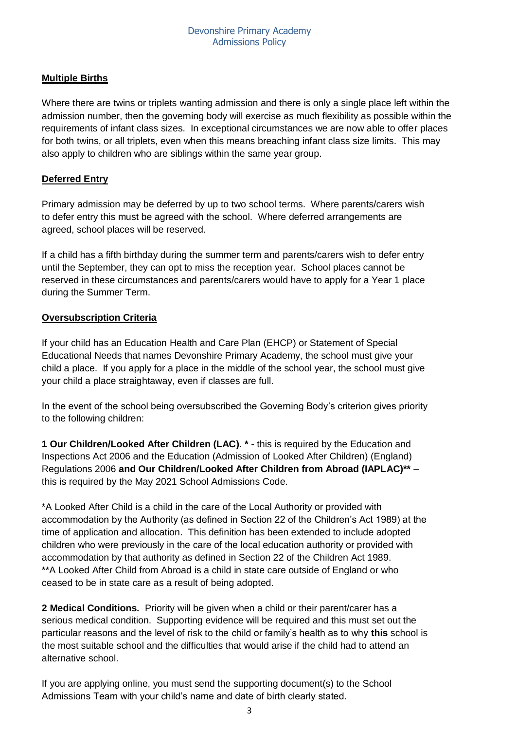## Multiple Births

Where there are twins or triplets wanting admission and there is only a single place left within the admission number, then the governing body will exercise as much flexibility as possible within the requirements of infant class sizes. In exceptional circumstances we are now able to offer places for both twins, or all triplets, even when this means breaching infant class size limits. This may also apply to children who are siblings within the same year group.

## Deferred Entry

Primary admission may be deferred by up to two school terms. Where parents/carers wish to defer entry this must be agreed with the school. Where deferred arrangements are agreed, school places will be reserved.

If a child has a fifth birthday during the summer term and parents/carers wish to defer entry until the September, they can opt to miss the reception year. School places cannot be reserved in these circumstances and parents/carers would have to apply for a Year 1 place during the Summer Term.

## Oversubscription Criteria

If your child has an Education Health and Care Plan (EHCP) or Statement of Special Educational Needs that names Devonshire Primary Academy, the school must give your child a place. If you apply for a place in the middle of the school year, the school must give your child a place straightaway, even if classes are full.

In the event of the school being oversubscribed the Governing Body's criterion gives priority to the following children:

**1 Our Children/Looked After Children (LAC). \*** - this is required by the Education and Inspections Act 2006 and the Education (Admission of Looked After Children) (England) Regulations 2006 **and Our Children/Looked After Children from Abroad (IAPLAC)\*\*** – this is required by the May 2021 School Admissions Code.

\*A Looked After Child is a child in the care of the Local Authority or provided with accommodation by the Authority (as defined in Section 22 of the Children's Act 1989) at the time of application and allocation. This definition has been extended to include adopted children who were previously in the care of the local education authority or provided with accommodation by that authority as defined in Section 22 of the Children Act 1989.
\*\*A Looked After Child from Abroad is a child in state care outside of England or who ceased to be in state care as a result of being adopted.

**2 Medical Conditions.** Priority will be given when a child or their parent/carer has a serious medical condition. Supporting evidence will be required and this must set out the particular reasons and the level of risk to the child or family's health as to why **this** school is the most suitable school and the difficulties that would arise if the child had to attend an alternative school.

If you are applying online, you must send the supporting document(s) to the School Admissions Team with your child's name and date of birth clearly stated.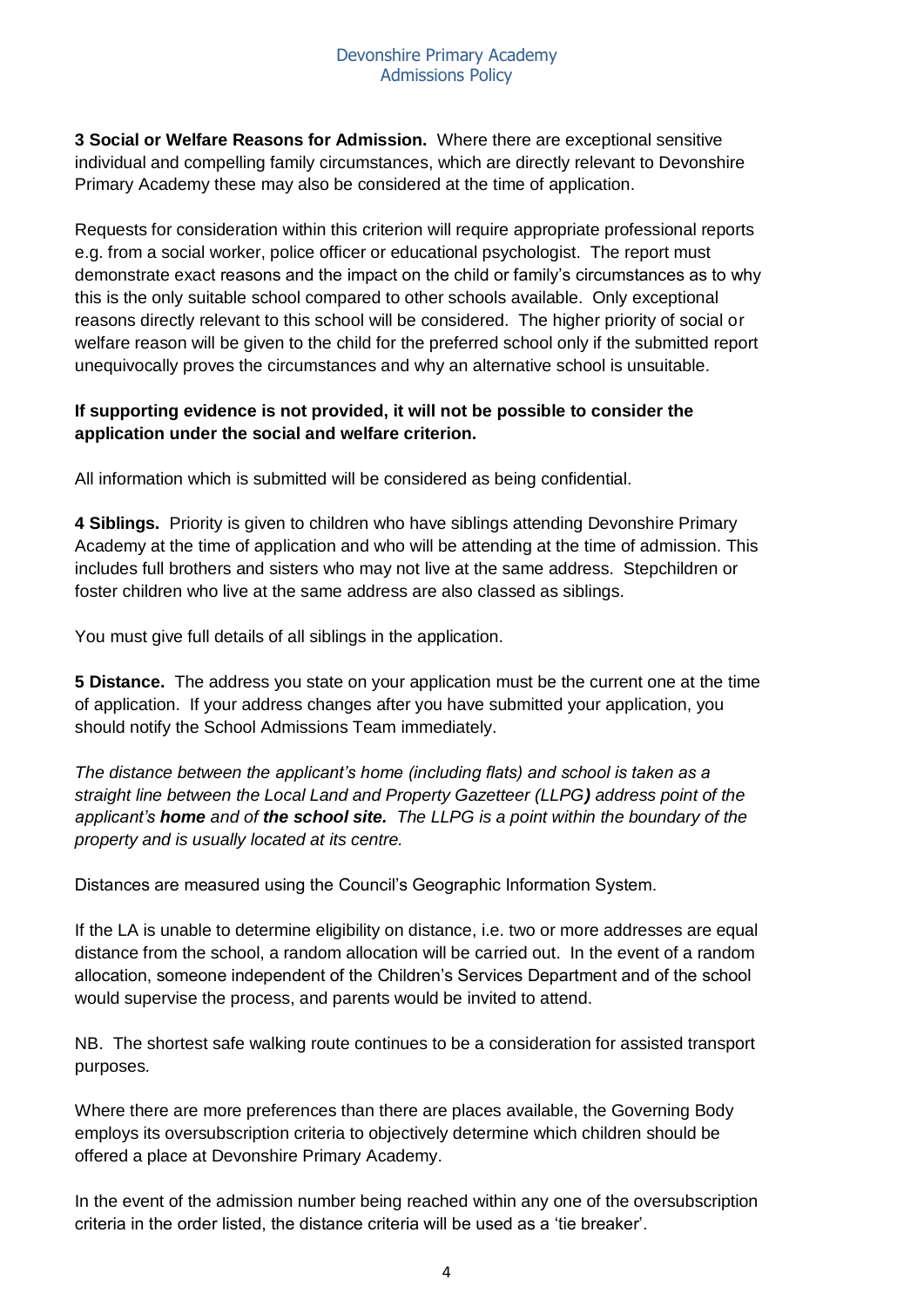**3 Social or Welfare Reasons for Admission.** Where there are exceptional sensitive individual and compelling family circumstances, which are directly relevant to Devonshire Primary Academy these may also be considered at the time of application.

Requests for consideration within this criterion will require appropriate professional reports e.g. from a social worker, police officer or educational psychologist. The report must demonstrate exact reasons and the impact on the child or family's circumstances as to why this is the only suitable school compared to other schools available. Only exceptional reasons directly relevant to this school will be considered. The higher priority of social or welfare reason will be given to the child for the preferred school only if the submitted report unequivocally proves the circumstances and why an alternative school is unsuitable.

**If supporting evidence is not provided, it will not be possible to consider the application under the social and welfare criterion.**

All information which is submitted will be considered as being confidential.

**4 Siblings.** Priority is given to children who have siblings attending Devonshire Primary Academy at the time of application and who will be attending at the time of admission. This includes full brothers and sisters who may not live at the same address. Stepchildren or foster children who live at the same address are also classed as siblings.

You must give full details of all siblings in the application.

**5 Distance.** The address you state on your application must be the current one at the time of application. If your address changes after you have submitted your application, you should notify the School Admissions Team immediately.

*The distance between the applicant's home (including flats) and school is taken as a straight line between the Local Land and Property Gazetteer (LLPG**)** address point of the applicant's **home** and of **the school site.** The LLPG is a point within the boundary of the property and is usually located at its centre.*

Distances are measured using the Council's Geographic Information System.

If the LA is unable to determine eligibility on distance, i.e. two or more addresses are equal distance from the school, a random allocation will be carried out. In the event of a random allocation, someone independent of the Children's Services Department and of the school would supervise the process, and parents would be invited to attend.

NB. The shortest safe walking route continues to be a consideration for assisted transport purposes.

Where there are more preferences than there are places available, the Governing Body employs its oversubscription criteria to objectively determine which children should be offered a place at Devonshire Primary Academy.

In the event of the admission number being reached within any one of the oversubscription criteria in the order listed, the distance criteria will be used as a 'tie breaker'.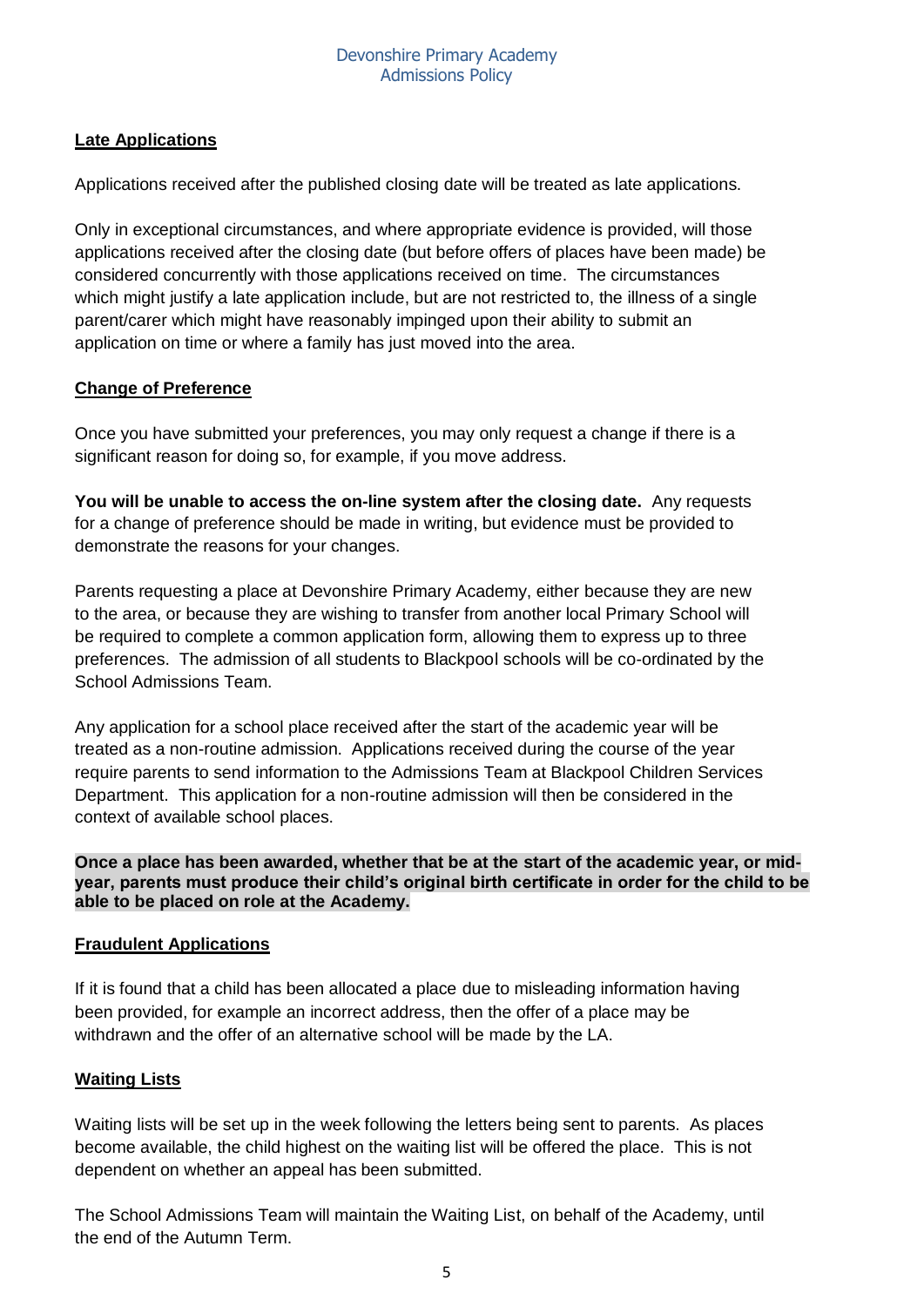**Late Applications**

Applications received after the published closing date will be treated as late applications.

Only in exceptional circumstances, and where appropriate evidence is provided, will those applications received after the closing date (but before offers of places have been made) be considered concurrently with those applications received on time. The circumstances which might justify a late application include, but are not restricted to, the illness of a single parent/carer which might have reasonably impinged upon their ability to submit an application on time or where a family has just moved into the area.

**Change of Preference**

Once you have submitted your preferences, you may only request a change if there is a significant reason for doing so, for example, if you move address.

**You will be unable to access the on-line system after the closing date.** Any requests for a change of preference should be made in writing, but evidence must be provided to demonstrate the reasons for your changes.

Parents requesting a place at Devonshire Primary Academy, either because they are new to the area, or because they are wishing to transfer from another local Primary School will be required to complete a common application form, allowing them to express up to three preferences. The admission of all students to Blackpool schools will be co-ordinated by the School Admissions Team.

Any application for a school place received after the start of the academic year will be treated as a non-routine admission. Applications received during the course of the year require parents to send information to the Admissions Team at Blackpool Children Services Department. This application for a non-routine admission will then be considered in the context of available school places.

**Once a place has been awarded, whether that be at the start of the academic year, or mid-year, parents must produce their child's original birth certificate in order for the child to be able to be placed on role at the Academy.**

**Fraudulent Applications**

If it is found that a child has been allocated a place due to misleading information having been provided, for example an incorrect address, then the offer of a place may be withdrawn and the offer of an alternative school will be made by the LA.

**Waiting Lists**

Waiting lists will be set up in the week following the letters being sent to parents. As places become available, the child highest on the waiting list will be offered the place. This is not dependent on whether an appeal has been submitted.

The School Admissions Team will maintain the Waiting List, on behalf of the Academy, until the end of the Autumn Term.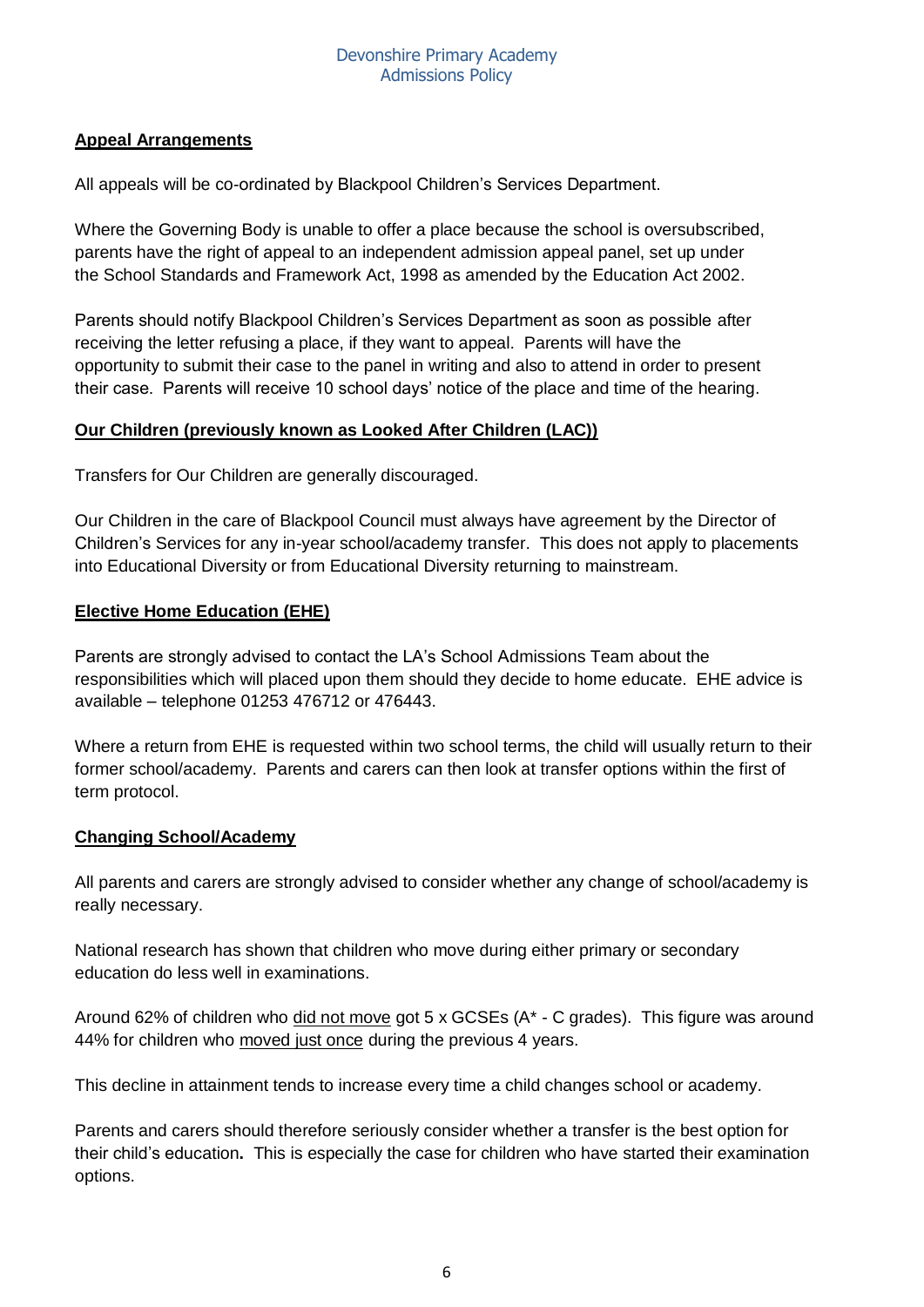## Appeal Arrangements

All appeals will be co-ordinated by Blackpool Children's Services Department.

Where the Governing Body is unable to offer a place because the school is oversubscribed, parents have the right of appeal to an independent admission appeal panel, set up under the School Standards and Framework Act, 1998 as amended by the Education Act 2002.

Parents should notify Blackpool Children's Services Department as soon as possible after receiving the letter refusing a place, if they want to appeal. Parents will have the opportunity to submit their case to the panel in writing and also to attend in order to present their case. Parents will receive 10 school days' notice of the place and time of the hearing.

## Our Children (previously known as Looked After Children (LAC))

Transfers for Our Children are generally discouraged.

Our Children in the care of Blackpool Council must always have agreement by the Director of Children's Services for any in-year school/academy transfer. This does not apply to placements into Educational Diversity or from Educational Diversity returning to mainstream.

## Elective Home Education (EHE)

Parents are strongly advised to contact the LA's School Admissions Team about the responsibilities which will placed upon them should they decide to home educate. EHE advice is available – telephone 01253 476712 or 476443.

Where a return from EHE is requested within two school terms, the child will usually return to their former school/academy. Parents and carers can then look at transfer options within the first of term protocol.

## Changing School/Academy

All parents and carers are strongly advised to consider whether any change of school/academy is really necessary.

National research has shown that children who move during either primary or secondary education do less well in examinations.

Around 62% of children who did not move got 5 x GCSEs (A* - C grades). This figure was around 44% for children who moved just once during the previous 4 years.

This decline in attainment tends to increase every time a child changes school or academy.

Parents and carers should therefore seriously consider whether a transfer is the best option for their child's education**.** This is especially the case for children who have started their examination options.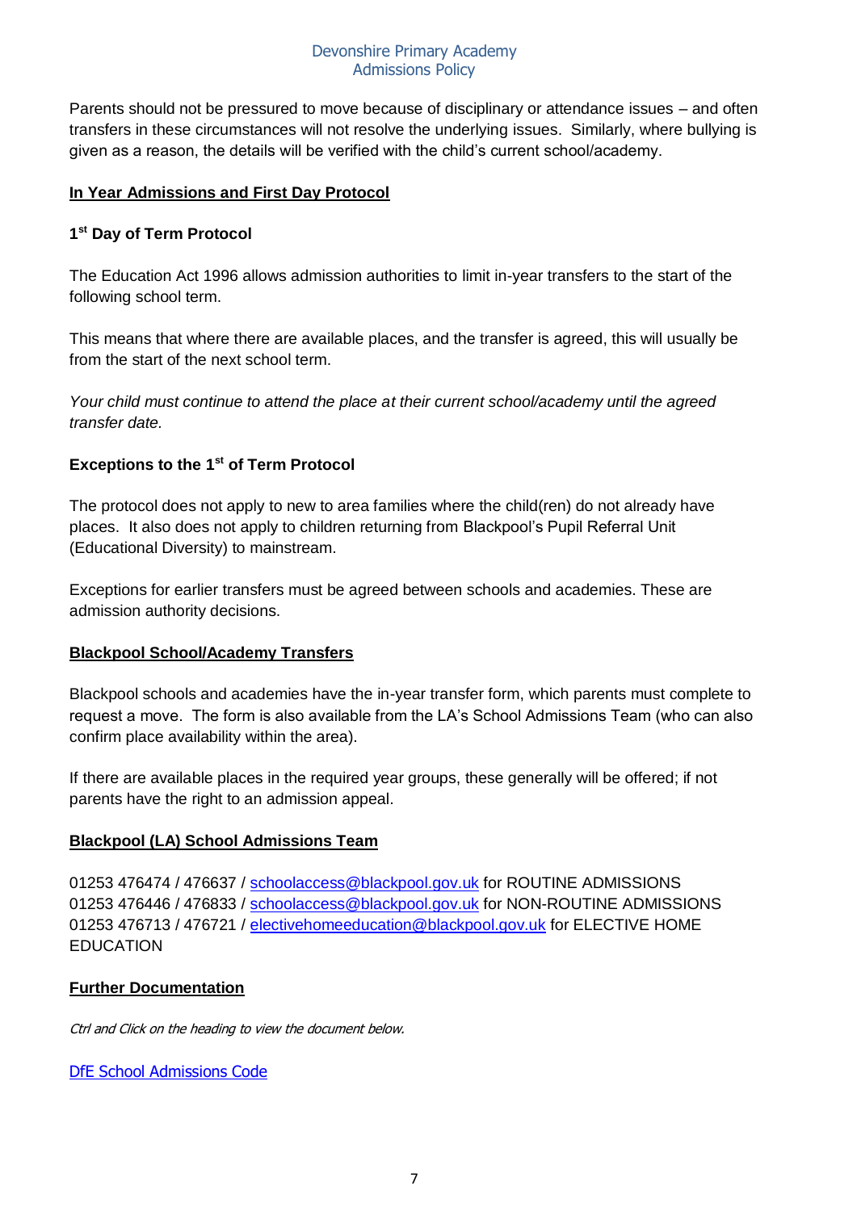Parents should not be pressured to move because of disciplinary or attendance issues – and often transfers in these circumstances will not resolve the underlying issues. Similarly, where bullying is given as a reason, the details will be verified with the child's current school/academy.

## In Year Admissions and First Day Protocol

### 1st Day of Term Protocol

The Education Act 1996 allows admission authorities to limit in-year transfers to the start of the following school term.

This means that where there are available places, and the transfer is agreed, this will usually be from the start of the next school term.

*Your child must continue to attend the place at their current school/academy until the agreed transfer date.*

### Exceptions to the 1st of Term Protocol

The protocol does not apply to new to area families where the child(ren) do not already have places. It also does not apply to children returning from Blackpool's Pupil Referral Unit (Educational Diversity) to mainstream.

Exceptions for earlier transfers must be agreed between schools and academies. These are admission authority decisions.

## Blackpool School/Academy Transfers

Blackpool schools and academies have the in-year transfer form, which parents must complete to request a move. The form is also available from the LA's School Admissions Team (who can also confirm place availability within the area).

If there are available places in the required year groups, these generally will be offered; if not parents have the right to an admission appeal.

## Blackpool (LA) School Admissions Team

01253 476474 / 476637 / schoolaccess@blackpool.gov.uk for ROUTINE ADMISSIONS
01253 476446 / 476833 / schoolaccess@blackpool.gov.uk for NON-ROUTINE ADMISSIONS
01253 476713 / 476721 / electivehomeeducation@blackpool.gov.uk for ELECTIVE HOME EDUCATION

## Further Documentation

*Ctrl and Click on the heading to view the document below.*

DfE School Admissions Code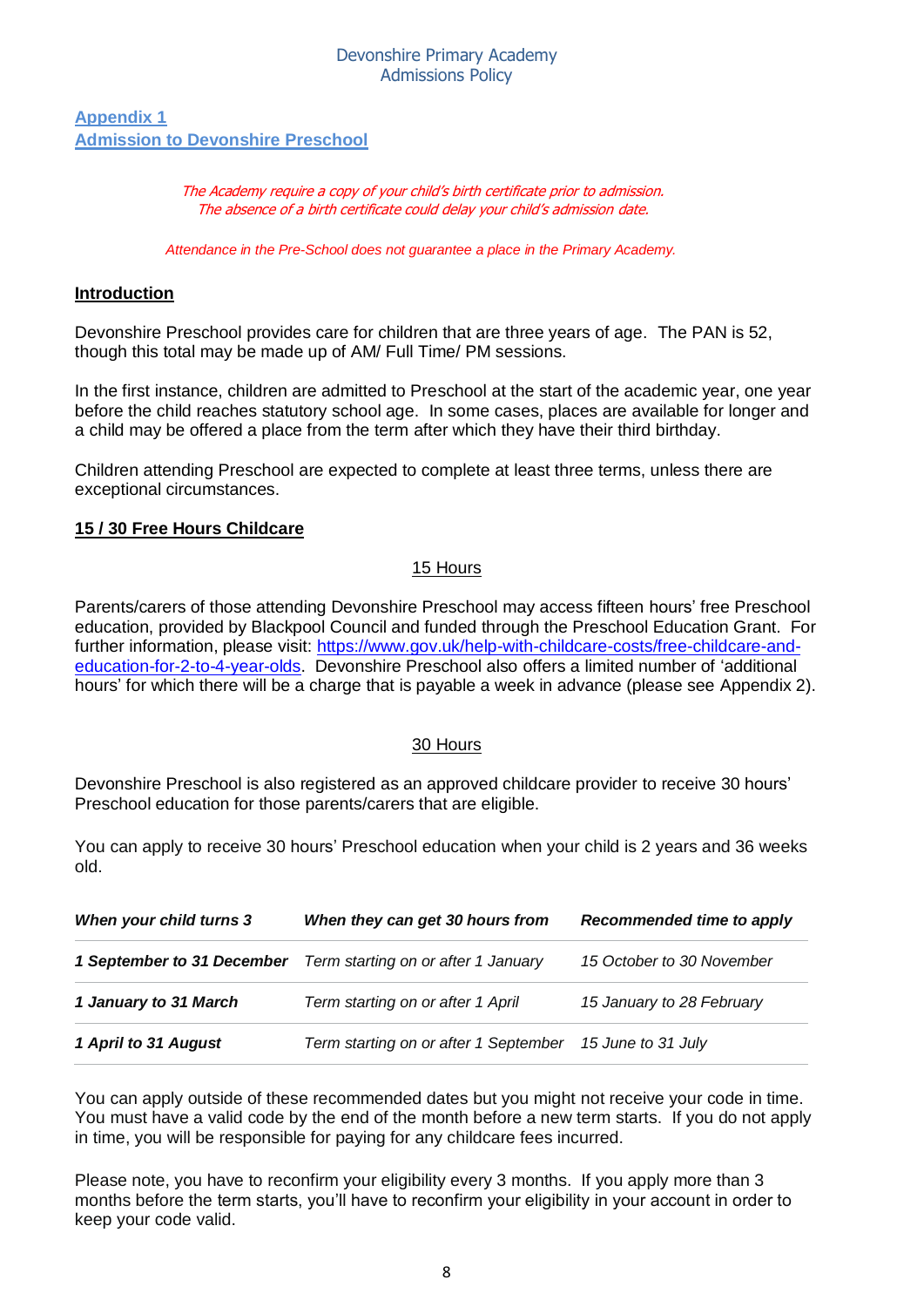## Appendix 1
## Admission to Devonshire Preschool

*The Academy require a copy of your child's birth certificate prior to admission. The absence of a birth certificate could delay your child's admission date.*

*Attendance in the Pre-School does not guarantee a place in the Primary Academy.*

### Introduction

Devonshire Preschool provides care for children that are three years of age. The PAN is 52, though this total may be made up of AM/ Full Time/ PM sessions.

In the first instance, children are admitted to Preschool at the start of the academic year, one year before the child reaches statutory school age. In some cases, places are available for longer and a child may be offered a place from the term after which they have their third birthday.

Children attending Preschool are expected to complete at least three terms, unless there are exceptional circumstances.

### 15 / 30 Free Hours Childcare

#### 15 Hours

Parents/carers of those attending Devonshire Preschool may access fifteen hours' free Preschool education, provided by Blackpool Council and funded through the Preschool Education Grant. For further information, please visit: https://www.gov.uk/help-with-childcare-costs/free-childcare-and-education-for-2-to-4-year-olds. Devonshire Preschool also offers a limited number of 'additional hours' for which there will be a charge that is payable a week in advance (please see Appendix 2).

#### 30 Hours

Devonshire Preschool is also registered as an approved childcare provider to receive 30 hours' Preschool education for those parents/carers that are eligible.

You can apply to receive 30 hours' Preschool education when your child is 2 years and 36 weeks old.

| ***When your child turns 3*** | ***When they can get 30 hours from*** | ***Recommended time to apply*** |
|---|---|---|
| ***1 September to 31 December*** | *Term starting on or after 1 January* | *15 October to 30 November* |
| ***1 January to 31 March*** | *Term starting on or after 1 April* | *15 January to 28 February* |
| ***1 April to 31 August*** | *Term starting on or after 1 September* | *15 June to 31 July* |

You can apply outside of these recommended dates but you might not receive your code in time. You must have a valid code by the end of the month before a new term starts. If you do not apply in time, you will be responsible for paying for any childcare fees incurred.

Please note, you have to reconfirm your eligibility every 3 months. If you apply more than 3 months before the term starts, you'll have to reconfirm your eligibility in your account in order to keep your code valid.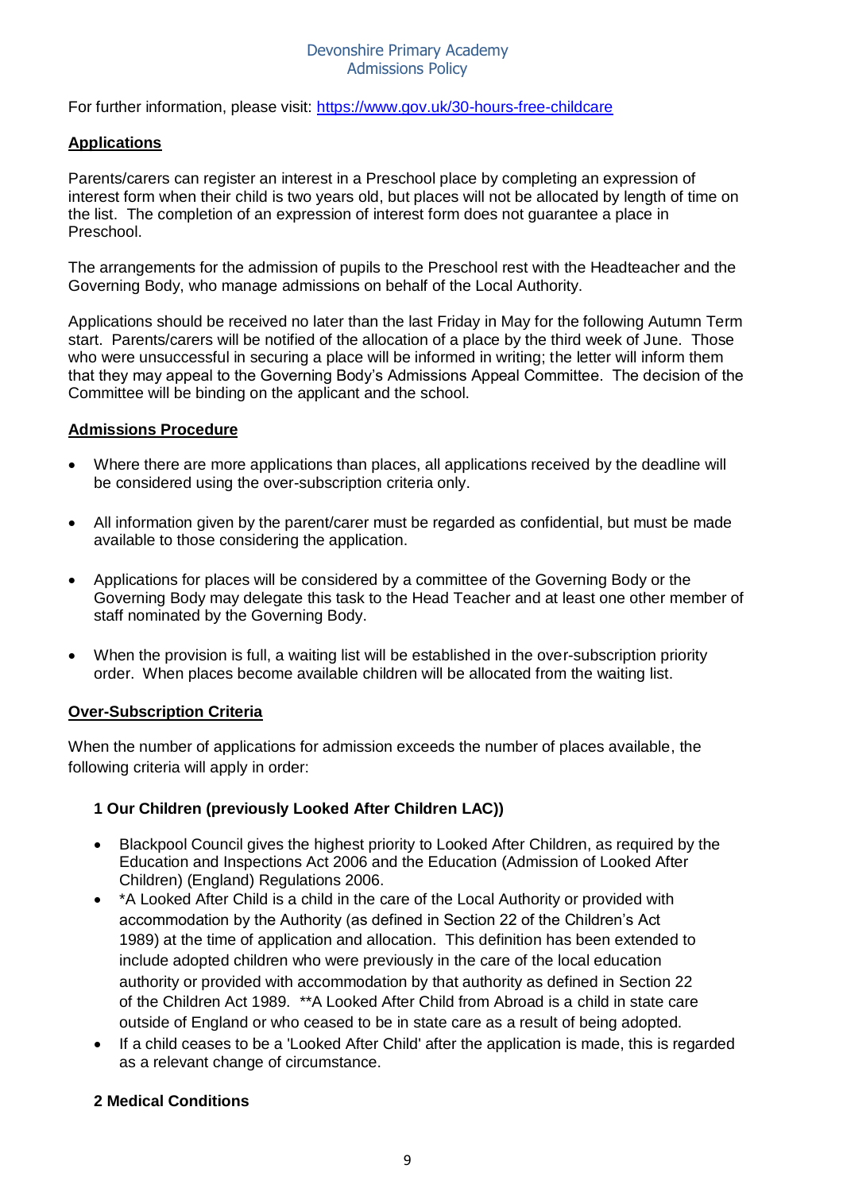For further information, please visit: [https://www.gov.uk/30-hours-free-childcare](https://www.gov.uk/30-hours-free-childcare)

## Applications

Parents/carers can register an interest in a Preschool place by completing an expression of interest form when their child is two years old, but places will not be allocated by length of time on the list. The completion of an expression of interest form does not guarantee a place in Preschool.

The arrangements for the admission of pupils to the Preschool rest with the Headteacher and the Governing Body, who manage admissions on behalf of the Local Authority.

Applications should be received no later than the last Friday in May for the following Autumn Term start. Parents/carers will be notified of the allocation of a place by the third week of June. Those who were unsuccessful in securing a place will be informed in writing; the letter will inform them that they may appeal to the Governing Body's Admissions Appeal Committee. The decision of the Committee will be binding on the applicant and the school.

## Admissions Procedure

- Where there are more applications than places, all applications received by the deadline will be considered using the over-subscription criteria only.
- All information given by the parent/carer must be regarded as confidential, but must be made available to those considering the application.
- Applications for places will be considered by a committee of the Governing Body or the Governing Body may delegate this task to the Head Teacher and at least one other member of staff nominated by the Governing Body.
- When the provision is full, a waiting list will be established in the over-subscription priority order. When places become available children will be allocated from the waiting list.

## Over-Subscription Criteria

When the number of applications for admission exceeds the number of places available, the following criteria will apply in order:

### 1 Our Children (previously Looked After Children LAC))

- Blackpool Council gives the highest priority to Looked After Children, as required by the Education and Inspections Act 2006 and the Education (Admission of Looked After Children) (England) Regulations 2006.
- *A Looked After Child is a child in the care of the Local Authority or provided with accommodation by the Authority (as defined in Section 22 of the Children's Act 1989) at the time of application and allocation. This definition has been extended to include adopted children who were previously in the care of the local education authority or provided with accommodation by that authority as defined in Section 22 of the Children Act 1989. **A Looked After Child from Abroad is a child in state care outside of England or who ceased to be in state care as a result of being adopted.
- If a child ceases to be a 'Looked After Child' after the application is made, this is regarded as a relevant change of circumstance.

### 2 Medical Conditions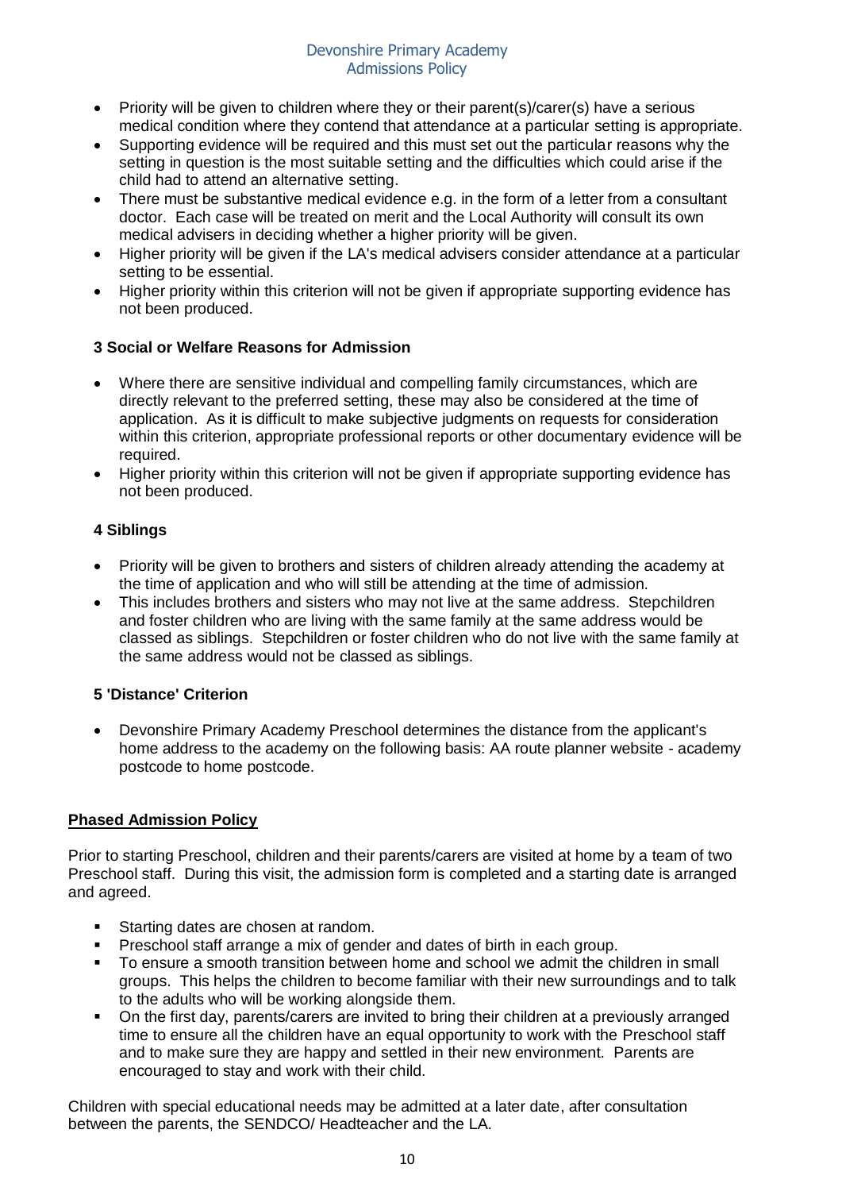- Priority will be given to children where they or their parent(s)/carer(s) have a serious medical condition where they contend that attendance at a particular setting is appropriate.
- Supporting evidence will be required and this must set out the particular reasons why the setting in question is the most suitable setting and the difficulties which could arise if the child had to attend an alternative setting.
- There must be substantive medical evidence e.g. in the form of a letter from a consultant doctor. Each case will be treated on merit and the Local Authority will consult its own medical advisers in deciding whether a higher priority will be given.
- Higher priority will be given if the LA's medical advisers consider attendance at a particular setting to be essential.
- Higher priority within this criterion will not be given if appropriate supporting evidence has not been produced.

**3 Social or Welfare Reasons for Admission**

- Where there are sensitive individual and compelling family circumstances, which are directly relevant to the preferred setting, these may also be considered at the time of application. As it is difficult to make subjective judgments on requests for consideration within this criterion, appropriate professional reports or other documentary evidence will be required.
- Higher priority within this criterion will not be given if appropriate supporting evidence has not been produced.

**4 Siblings**

- Priority will be given to brothers and sisters of children already attending the academy at the time of application and who will still be attending at the time of admission.
- This includes brothers and sisters who may not live at the same address. Stepchildren and foster children who are living with the same family at the same address would be classed as siblings. Stepchildren or foster children who do not live with the same family at the same address would not be classed as siblings.

**5 'Distance' Criterion**

- Devonshire Primary Academy Preschool determines the distance from the applicant's home address to the academy on the following basis: AA route planner website - academy postcode to home postcode.

**Phased Admission Policy**

Prior to starting Preschool, children and their parents/carers are visited at home by a team of two Preschool staff. During this visit, the admission form is completed and a starting date is arranged and agreed.

- Starting dates are chosen at random.
- Preschool staff arrange a mix of gender and dates of birth in each group.
- To ensure a smooth transition between home and school we admit the children in small groups. This helps the children to become familiar with their new surroundings and to talk to the adults who will be working alongside them.
- On the first day, parents/carers are invited to bring their children at a previously arranged time to ensure all the children have an equal opportunity to work with the Preschool staff and to make sure they are happy and settled in their new environment. Parents are encouraged to stay and work with their child.

Children with special educational needs may be admitted at a later date, after consultation between the parents, the SENDCO/ Headteacher and the LA.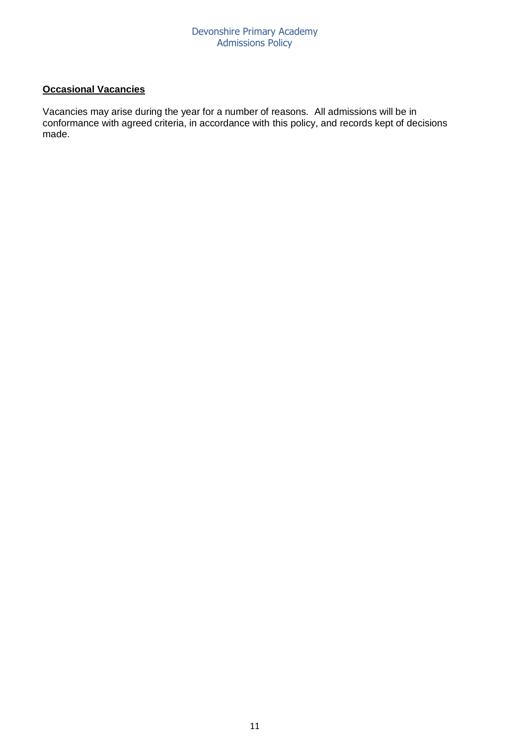**<u>Occasional Vacancies</u>**

Vacancies may arise during the year for a number of reasons. All admissions will be in conformance with agreed criteria, in accordance with this policy, and records kept of decisions made.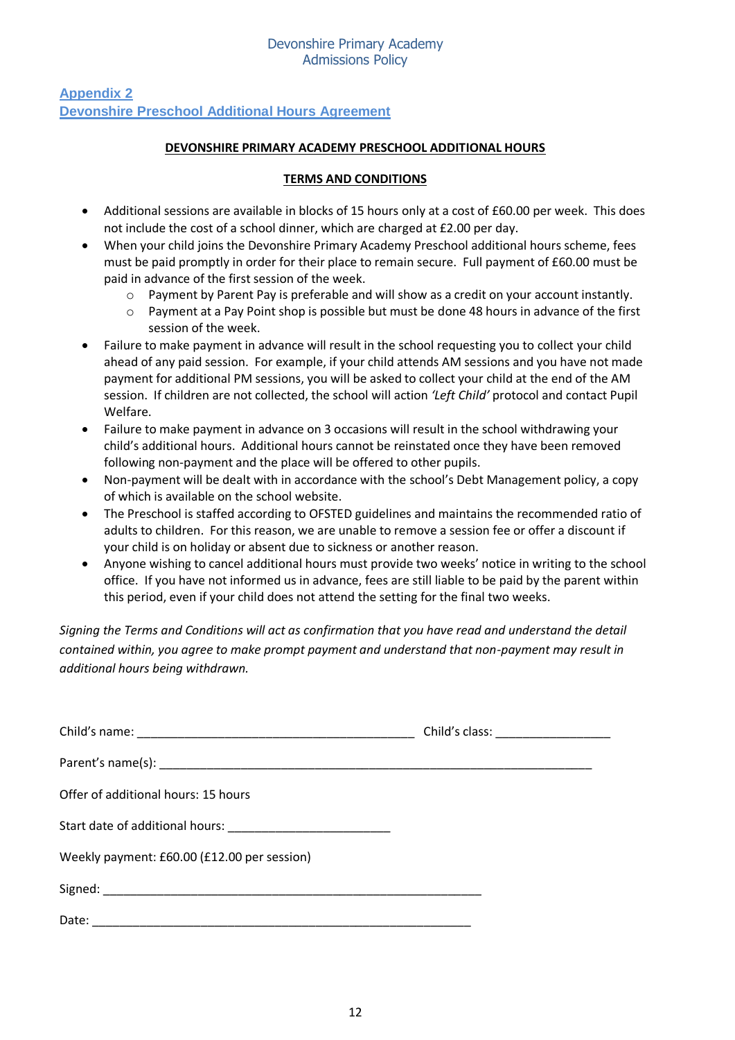## Appendix 2

## Devonshire Preschool Additional Hours Agreement

**DEVONSHIRE PRIMARY ACADEMY PRESCHOOL ADDITIONAL HOURS**

**TERMS AND CONDITIONS**

- Additional sessions are available in blocks of 15 hours only at a cost of £60.00 per week. This does not include the cost of a school dinner, which are charged at £2.00 per day.
- When your child joins the Devonshire Primary Academy Preschool additional hours scheme, fees must be paid promptly in order for their place to remain secure. Full payment of £60.00 must be paid in advance of the first session of the week.
  - Payment by Parent Pay is preferable and will show as a credit on your account instantly.
  - Payment at a Pay Point shop is possible but must be done 48 hours in advance of the first session of the week.
- Failure to make payment in advance will result in the school requesting you to collect your child ahead of any paid session. For example, if your child attends AM sessions and you have not made payment for additional PM sessions, you will be asked to collect your child at the end of the AM session. If children are not collected, the school will action *'Left Child'* protocol and contact Pupil Welfare.
- Failure to make payment in advance on 3 occasions will result in the school withdrawing your child's additional hours. Additional hours cannot be reinstated once they have been removed following non-payment and the place will be offered to other pupils.
- Non-payment will be dealt with in accordance with the school's Debt Management policy, a copy of which is available on the school website.
- The Preschool is staffed according to OFSTED guidelines and maintains the recommended ratio of adults to children. For this reason, we are unable to remove a session fee or offer a discount if your child is on holiday or absent due to sickness or another reason.
- Anyone wishing to cancel additional hours must provide two weeks' notice in writing to the school office. If you have not informed us in advance, fees are still liable to be paid by the parent within this period, even if your child does not attend the setting for the final two weeks.

*Signing the Terms and Conditions will act as confirmation that you have read and understand the detail contained within, you agree to make prompt payment and understand that non-payment may result in additional hours being withdrawn.*

Child's name: ________________________________________ Child's class: ________________

Parent's name(s): ______________________________________________________________

Offer of additional hours: 15 hours

Start date of additional hours: _______________________

Weekly payment: £60.00 (£12.00 per session)

Signed: ______________________________________________________

Date: ______________________________________________________